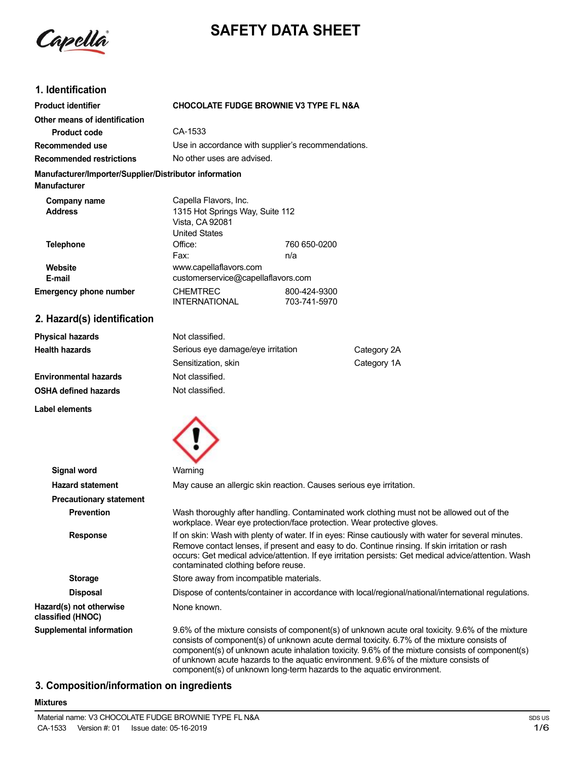# SAFETY DATA SHEET

## 1. Identification

| | |
|---|---|
| **Product identifier** | **CHOCOLATE FUDGE BROWNIE V3 TYPE FL N&A** |
| **Other means of identification** | |
| **Product code** | CA-1533 |
| **Recommended use** | Use in accordance with supplier's recommendations. |
| **Recommended restrictions** | No other uses are advised. |

**Manufacturer/Importer/Supplier/Distributor information**

**Manufacturer**

| | | |
|---|---|---|
| **Company name** | Capella Flavors, Inc. | |
| **Address** | 1315 Hot Springs Way, Suite 112<br>Vista, CA 92081<br>United States | |
| **Telephone** | Office: | 760 650-0200 |
| | Fax: | n/a |
| **Website** | www.capellaflavors.com | |
| **E-mail** | customerservice@capellaflavors.com | |
| **Emergency phone number** | CHEMTREC | 800-424-9300 |
| | INTERNATIONAL | 703-741-5970 |

## 2. Hazard(s) identification

| | | |
|---|---|---|
| **Physical hazards** | Not classified. | |
| **Health hazards** | Serious eye damage/eye irritation | Category 2A |
| | Sensitization, skin | Category 1A |
| **Environmental hazards** | Not classified. | |
| **OSHA defined hazards** | Not classified. | |

**Label elements**

**Signal word** Warning

**Hazard statement** May cause an allergic skin reaction. Causes serious eye irritation.

**Precautionary statement**

**Prevention** Wash thoroughly after handling. Contaminated work clothing must not be allowed out of the workplace. Wear eye protection/face protection. Wear protective gloves.

**Response** If on skin: Wash with plenty of water. If in eyes: Rinse cautiously with water for several minutes. Remove contact lenses, if present and easy to do. Continue rinsing. If skin irritation or rash occurs: Get medical advice/attention. If eye irritation persists: Get medical advice/attention. Wash contaminated clothing before reuse.

**Storage** Store away from incompatible materials.

**Disposal** Dispose of contents/container in accordance with local/regional/national/international regulations.

**Hazard(s) not otherwise classified (HNOC)** None known.

**Supplemental information** 9.6% of the mixture consists of component(s) of unknown acute oral toxicity. 9.6% of the mixture consists of component(s) of unknown acute dermal toxicity. 6.7% of the mixture consists of component(s) of unknown acute inhalation toxicity. 9.6% of the mixture consists of component(s) of unknown acute hazards to the aquatic environment. 9.6% of the mixture consists of component(s) of unknown long-term hazards to the aquatic environment.

## 3. Composition/information on ingredients

**Mixtures**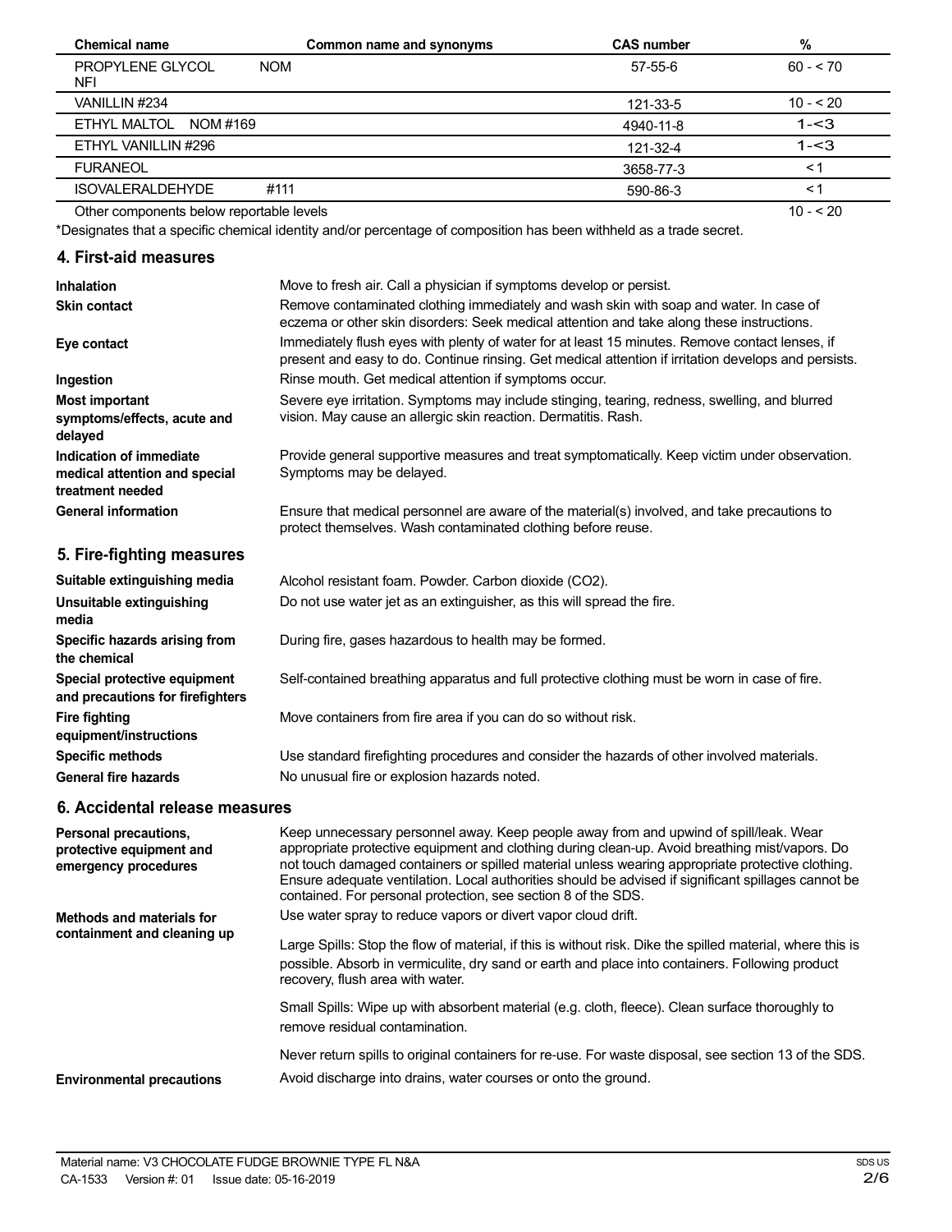| Chemical name | Common name and synonyms | CAS number | % |
|---|---|---|---|
| PROPYLENE GLYCOL NFI | NOM | 57-55-6 | 60 - < 70 |
| VANILLIN #234 | | 121-33-5 | 10 - < 20 |
| ETHYL MALTOL NOM #169 | | 4940-11-8 | 1-<3 |
| ETHYL VANILLIN #296 | | 121-32-4 | 1-<3 |
| FURANEOL | | 3658-77-3 | < 1 |
| ISOVALERALDEHYDE | #111 | 590-86-3 | < 1 |
| Other components below reportable levels | | | 10 - < 20 |

*Designates that a specific chemical identity and/or percentage of composition has been withheld as a trade secret.

## 4. First-aid measures

**Inhalation**
Move to fresh air. Call a physician if symptoms develop or persist.

**Skin contact**
Remove contaminated clothing immediately and wash skin with soap and water. In case of eczema or other skin disorders: Seek medical attention and take along these instructions.

**Eye contact**
Immediately flush eyes with plenty of water for at least 15 minutes. Remove contact lenses, if present and easy to do. Continue rinsing. Get medical attention if irritation develops and persists.

**Ingestion**
Rinse mouth. Get medical attention if symptoms occur.

**Most important symptoms/effects, acute and delayed**
Severe eye irritation. Symptoms may include stinging, tearing, redness, swelling, and blurred vision. May cause an allergic skin reaction. Dermatitis. Rash.

**Indication of immediate medical attention and special treatment needed**
Provide general supportive measures and treat symptomatically. Keep victim under observation. Symptoms may be delayed.

**General information**
Ensure that medical personnel are aware of the material(s) involved, and take precautions to protect themselves. Wash contaminated clothing before reuse.

## 5. Fire-fighting measures

**Suitable extinguishing media**
Alcohol resistant foam. Powder. Carbon dioxide ($CO_2$).

**Unsuitable extinguishing media**
Do not use water jet as an extinguisher, as this will spread the fire.

**Specific hazards arising from the chemical**
During fire, gases hazardous to health may be formed.

**Special protective equipment and precautions for firefighters**
Self-contained breathing apparatus and full protective clothing must be worn in case of fire.

**Fire fighting equipment/instructions**
Move containers from fire area if you can do so without risk.

**Specific methods**
Use standard firefighting procedures and consider the hazards of other involved materials.

**General fire hazards**
No unusual fire or explosion hazards noted.

## 6. Accidental release measures

**Personal precautions, protective equipment and emergency procedures**
Keep unnecessary personnel away. Keep people away from and upwind of spill/leak. Wear appropriate protective equipment and clothing during clean-up. Avoid breathing mist/vapors. Do not touch damaged containers or spilled material unless wearing appropriate protective clothing. Ensure adequate ventilation. Local authorities should be advised if significant spillages cannot be contained. For personal protection, see section 8 of the SDS.

**Methods and materials for containment and cleaning up**
Use water spray to reduce vapors or divert vapor cloud drift.

Large Spills: Stop the flow of material, if this is without risk. Dike the spilled material, where this is possible. Absorb in vermiculite, dry sand or earth and place into containers. Following product recovery, flush area with water.

Small Spills: Wipe up with absorbent material (e.g. cloth, fleece). Clean surface thoroughly to remove residual contamination.

Never return spills to original containers for re-use. For waste disposal, see section 13 of the SDS.

**Environmental precautions**
Avoid discharge into drains, water courses or onto the ground.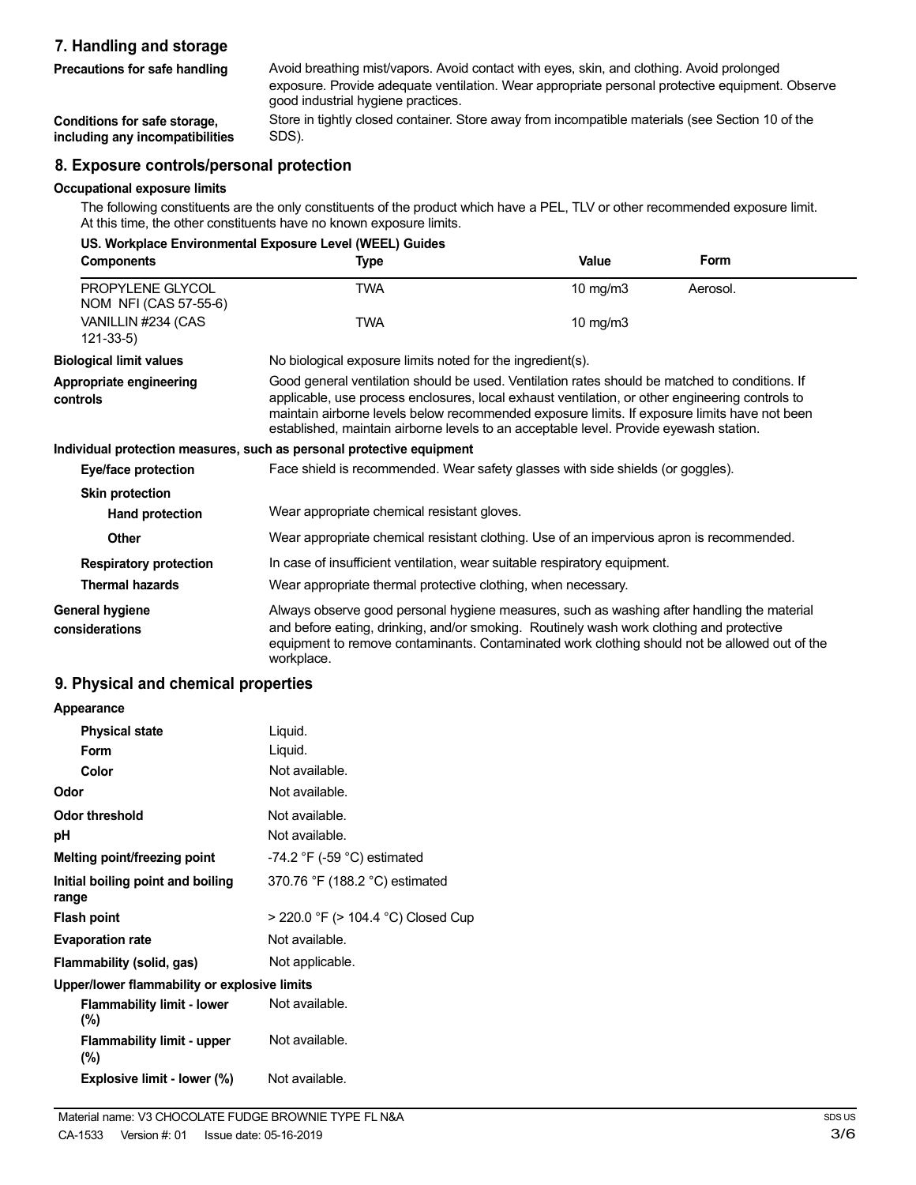## 7. Handling and storage

| | |
|---|---|
| **Precautions for safe handling** | Avoid breathing mist/vapors. Avoid contact with eyes, skin, and clothing. Avoid prolonged exposure. Provide adequate ventilation. Wear appropriate personal protective equipment. Observe good industrial hygiene practices. |
| **Conditions for safe storage, including any incompatibilities** | Store in tightly closed container. Store away from incompatible materials (see Section 10 of the SDS). |

## 8. Exposure controls/personal protection

**Occupational exposure limits**

The following constituents are the only constituents of the product which have a PEL, TLV or other recommended exposure limit. At this time, the other constituents have no known exposure limits.

**US. Workplace Environmental Exposure Level (WEEL) Guides**

| Components | Type | Value | Form |
|---|---|---|---|
| PROPYLENE GLYCOL NOM NFI (CAS 57-55-6) | TWA | 10 mg/m3 | Aerosol. |
| VANILLIN #234 (CAS 121-33-5) | TWA | 10 mg/m3 | |

| | |
|---|---|
| **Biological limit values** | No biological exposure limits noted for the ingredient(s). |
| **Appropriate engineering controls** | Good general ventilation should be used. Ventilation rates should be matched to conditions. If applicable, use process enclosures, local exhaust ventilation, or other engineering controls to maintain airborne levels below recommended exposure limits. If exposure limits have not been established, maintain airborne levels to an acceptable level. Provide eyewash station. |

**Individual protection measures, such as personal protective equipment**

| | |
|---|---|
| **Eye/face protection** | Face shield is recommended. Wear safety glasses with side shields (or goggles). |
| **Skin protection** | |
| **Hand protection** | Wear appropriate chemical resistant gloves. |
| **Other** | Wear appropriate chemical resistant clothing. Use of an impervious apron is recommended. |
| **Respiratory protection** | In case of insufficient ventilation, wear suitable respiratory equipment. |
| **Thermal hazards** | Wear appropriate thermal protective clothing, when necessary. |
| **General hygiene considerations** | Always observe good personal hygiene measures, such as washing after handling the material and before eating, drinking, and/or smoking. Routinely wash work clothing and protective equipment to remove contaminants. Contaminated work clothing should not be allowed out of the workplace. |

## 9. Physical and chemical properties

| | |
|---|---|
| **Appearance** | |
| **Physical state** | Liquid. |
| **Form** | Liquid. |
| **Color** | Not available. |
| **Odor** | Not available. |
| **Odor threshold** | Not available. |
| **pH** | Not available. |
| **Melting point/freezing point** | -74.2 °F (-59 °C) estimated |
| **Initial boiling point and boiling range** | 370.76 °F (188.2 °C) estimated |
| **Flash point** | > 220.0 °F (> 104.4 °C) Closed Cup |
| **Evaporation rate** | Not available. |
| **Flammability (solid, gas)** | Not applicable. |
| **Upper/lower flammability or explosive limits** | |
| **Flammability limit - lower (%)** | Not available. |
| **Flammability limit - upper (%)** | Not available. |
| **Explosive limit - lower (%)** | Not available. |

Material name: V3 CHOCOLATE FUDGE BROWNIE TYPE FL N&A

CA-1533 Version #: 01 Issue date: 05-16-2019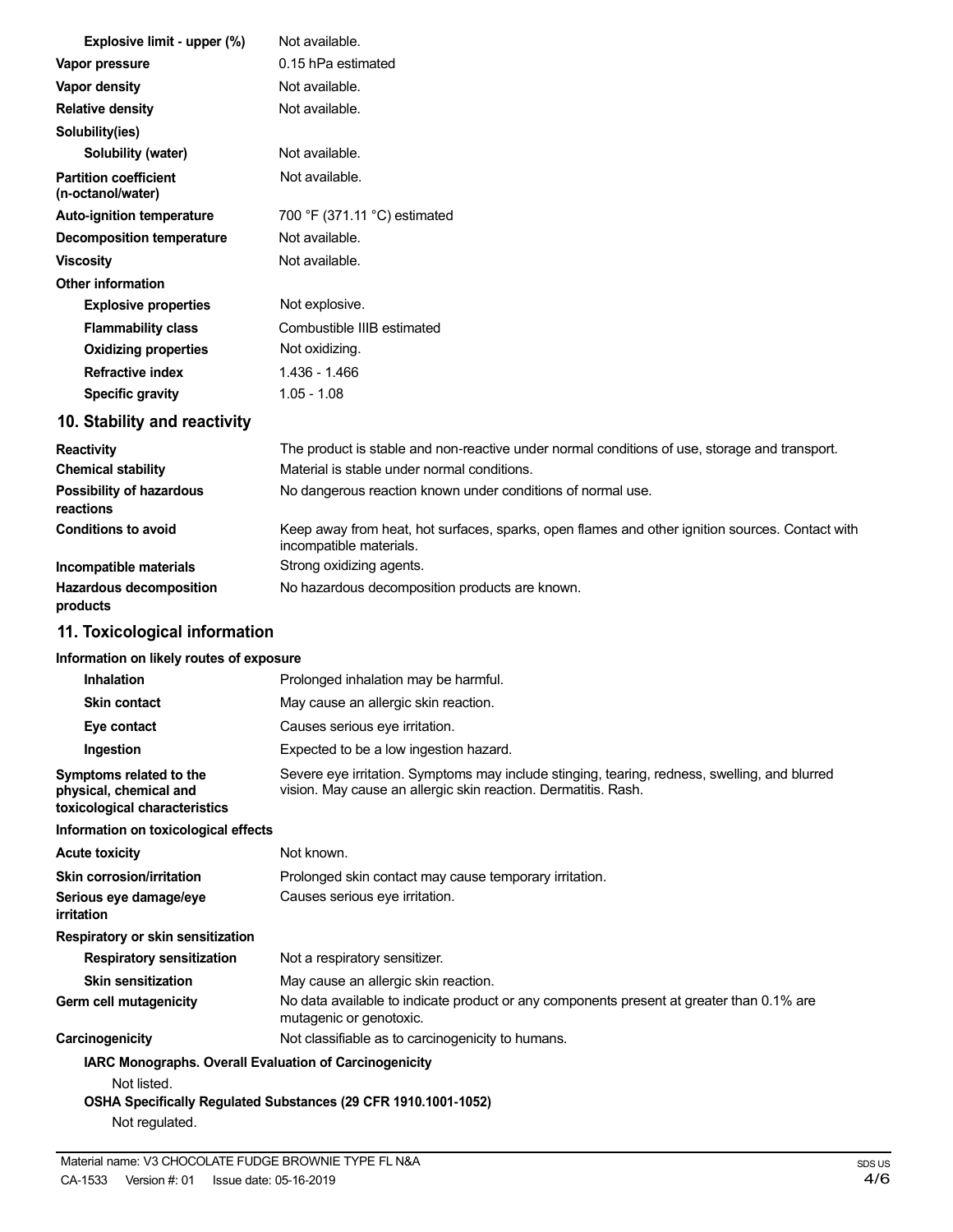| | |
|---|---|
| **Explosive limit - upper (%)** | Not available. |
| **Vapor pressure** | 0.15 hPa estimated |
| **Vapor density** | Not available. |
| **Relative density** | Not available. |
| **Solubility(ies)** | |
| **Solubility (water)** | Not available. |
| **Partition coefficient (n-octanol/water)** | Not available. |
| **Auto-ignition temperature** | 700 °F (371.11 °C) estimated |
| **Decomposition temperature** | Not available. |
| **Viscosity** | Not available. |
| **Other information** | |
| **Explosive properties** | Not explosive. |
| **Flammability class** | Combustible IIIB estimated |
| **Oxidizing properties** | Not oxidizing. |
| **Refractive index** | 1.436 - 1.466 |
| **Specific gravity** | 1.05 - 1.08 |

## 10. Stability and reactivity

| | |
|---|---|
| **Reactivity** | The product is stable and non-reactive under normal conditions of use, storage and transport. |
| **Chemical stability** | Material is stable under normal conditions. |
| **Possibility of hazardous reactions** | No dangerous reaction known under conditions of normal use. |
| **Conditions to avoid** | Keep away from heat, hot surfaces, sparks, open flames and other ignition sources. Contact with incompatible materials. |
| **Incompatible materials** | Strong oxidizing agents. |
| **Hazardous decomposition products** | No hazardous decomposition products are known. |

## 11. Toxicological information

**Information on likely routes of exposure**

| | |
|---|---|
| **Inhalation** | Prolonged inhalation may be harmful. |
| **Skin contact** | May cause an allergic skin reaction. |
| **Eye contact** | Causes serious eye irritation. |
| **Ingestion** | Expected to be a low ingestion hazard. |
| **Symptoms related to the physical, chemical and toxicological characteristics** | Severe eye irritation. Symptoms may include stinging, tearing, redness, swelling, and blurred vision. May cause an allergic skin reaction. Dermatitis. Rash. |

**Information on toxicological effects**

| | |
|---|---|
| **Acute toxicity** | Not known. |
| **Skin corrosion/irritation** | Prolonged skin contact may cause temporary irritation. |
| **Serious eye damage/eye irritation** | Causes serious eye irritation. |
| **Respiratory or skin sensitization** | |
| **Respiratory sensitization** | Not a respiratory sensitizer. |
| **Skin sensitization** | May cause an allergic skin reaction. |
| **Germ cell mutagenicity** | No data available to indicate product or any components present at greater than 0.1% are mutagenic or genotoxic. |
| **Carcinogenicity** | Not classifiable as to carcinogenicity to humans. |

**IARC Monographs. Overall Evaluation of Carcinogenicity**

Not listed.

**OSHA Specifically Regulated Substances (29 CFR 1910.1001-1052)**

Not regulated.

Material name: V3 CHOCOLATE FUDGE BROWNIE TYPE FL N&A

CA-1533 Version #: 01 Issue date: 05-16-2019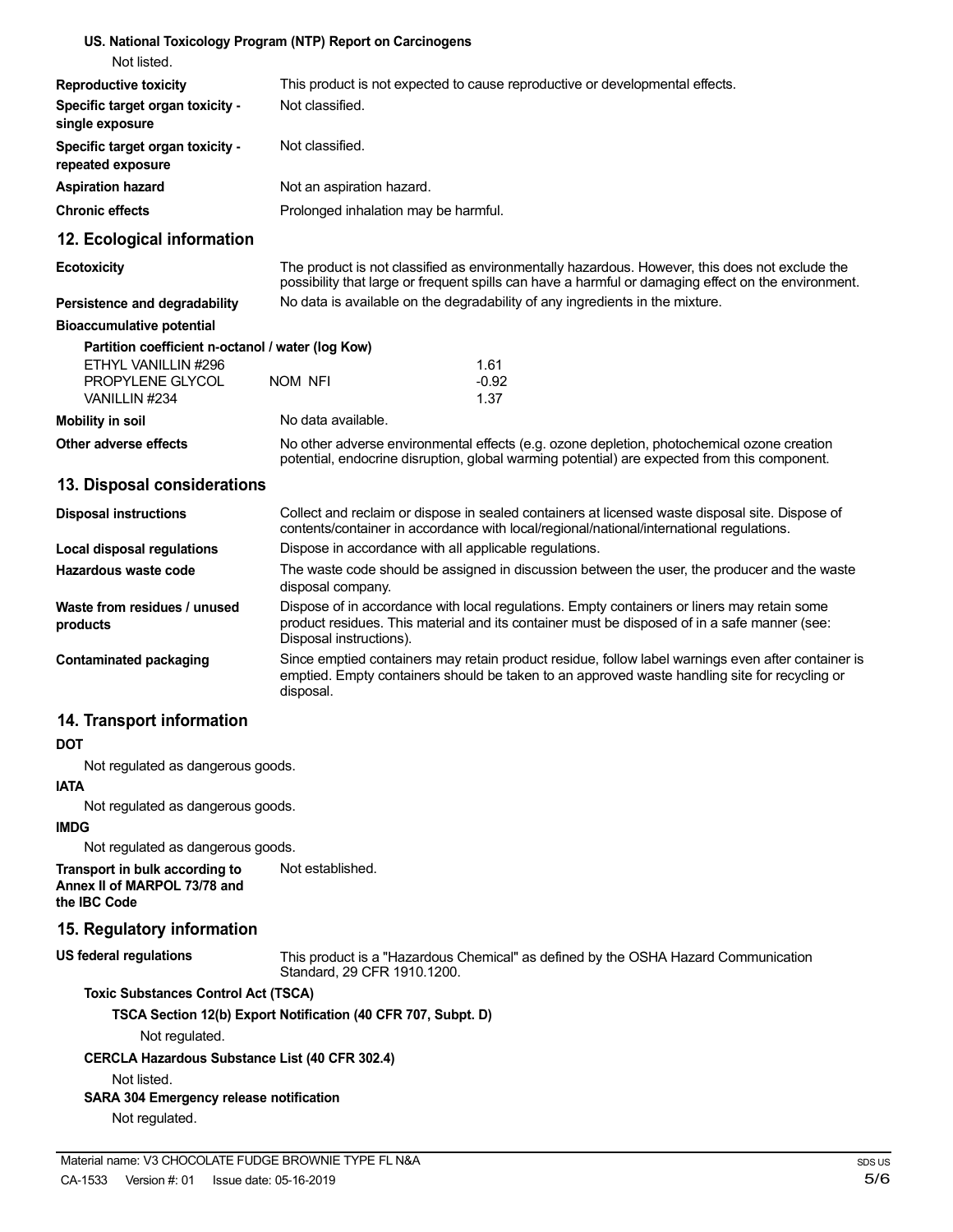**US. National Toxicology Program (NTP) Report on Carcinogens**

Not listed.

| | |
|---|---|
| **Reproductive toxicity** | This product is not expected to cause reproductive or developmental effects. |
| **Specific target organ toxicity - single exposure** | Not classified. |
| **Specific target organ toxicity - repeated exposure** | Not classified. |
| **Aspiration hazard** | Not an aspiration hazard. |
| **Chronic effects** | Prolonged inhalation may be harmful. |

## 12. Ecological information

| | |
|---|---|
| **Ecotoxicity** | The product is not classified as environmentally hazardous. However, this does not exclude the possibility that large or frequent spills can have a harmful or damaging effect on the environment. |
| **Persistence and degradability** | No data is available on the degradability of any ingredients in the mixture. |

**Bioaccumulative potential**

**Partition coefficient n-octanol / water (log Kow)**

| | | |
|---|---|---|
| ETHYL VANILLIN #296 | | 1.61 |
| PROPYLENE GLYCOL | NOM NFI | -0.92 |
| VANILLIN #234 | | 1.37 |

| | |
|---|---|
| **Mobility in soil** | No data available. |
| **Other adverse effects** | No other adverse environmental effects (e.g. ozone depletion, photochemical ozone creation potential, endocrine disruption, global warming potential) are expected from this component. |

## 13. Disposal considerations

| | |
|---|---|
| **Disposal instructions** | Collect and reclaim or dispose in sealed containers at licensed waste disposal site. Dispose of contents/container in accordance with local/regional/national/international regulations. |
| **Local disposal regulations** | Dispose in accordance with all applicable regulations. |
| **Hazardous waste code** | The waste code should be assigned in discussion between the user, the producer and the waste disposal company. |
| **Waste from residues / unused products** | Dispose of in accordance with local regulations. Empty containers or liners may retain some product residues. This material and its container must be disposed of in a safe manner (see: Disposal instructions). |
| **Contaminated packaging** | Since emptied containers may retain product residue, follow label warnings even after container is emptied. Empty containers should be taken to an approved waste handling site for recycling or disposal. |

## 14. Transport information

**DOT**

Not regulated as dangerous goods.

**IATA**

Not regulated as dangerous goods.

**IMDG**

Not regulated as dangerous goods.

| | |
|---|---|
| **Transport in bulk according to Annex II of MARPOL 73/78 and the IBC Code** | Not established. |

## 15. Regulatory information

| | |
|---|---|
| **US federal regulations** | This product is a "Hazardous Chemical" as defined by the OSHA Hazard Communication Standard, 29 CFR 1910.1200. |

**Toxic Substances Control Act (TSCA)**

**TSCA Section 12(b) Export Notification (40 CFR 707, Subpt. D)**

Not regulated.

**CERCLA Hazardous Substance List (40 CFR 302.4)**

Not listed.

**SARA 304 Emergency release notification**

Not regulated.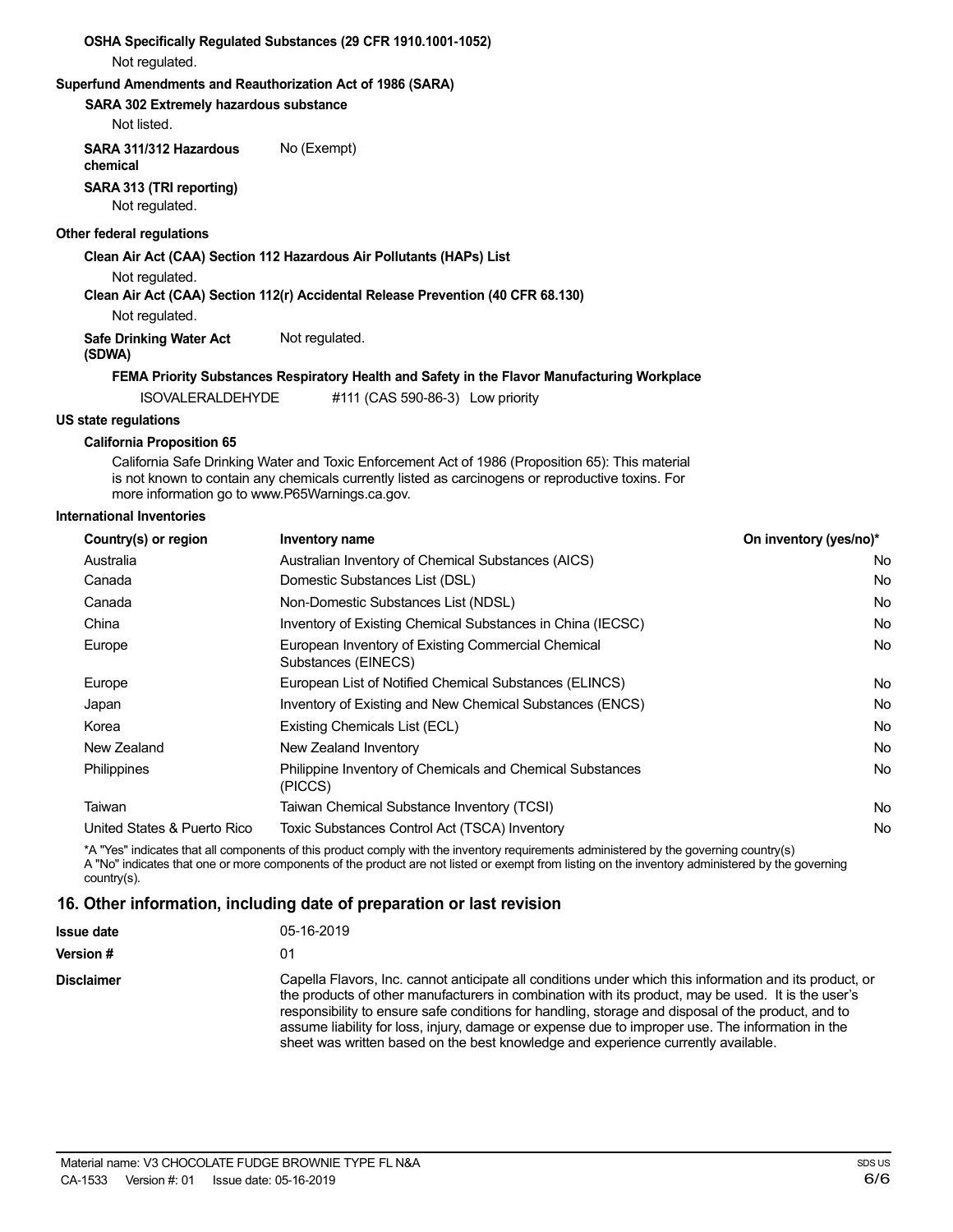**OSHA Specifically Regulated Substances (29 CFR 1910.1001-1052)**

Not regulated.

**Superfund Amendments and Reauthorization Act of 1986 (SARA)**

**SARA 302 Extremely hazardous substance**

Not listed.

**SARA 311/312 Hazardous chemical** No (Exempt)

**SARA 313 (TRI reporting)**

Not regulated.

**Other federal regulations**

**Clean Air Act (CAA) Section 112 Hazardous Air Pollutants (HAPs) List**

Not regulated.

**Clean Air Act (CAA) Section 112(r) Accidental Release Prevention (40 CFR 68.130)**

Not regulated.

**Safe Drinking Water Act (SDWA)** Not regulated.

**FEMA Priority Substances Respiratory Health and Safety in the Flavor Manufacturing Workplace**

ISOVALERALDEHYDE #111 (CAS 590-86-3) Low priority

**US state regulations**

**California Proposition 65**

California Safe Drinking Water and Toxic Enforcement Act of 1986 (Proposition 65): This material is not known to contain any chemicals currently listed as carcinogens or reproductive toxins. For more information go to www.P65Warnings.ca.gov.

**International Inventories**

| Country(s) or region | Inventory name | On inventory (yes/no)* |
|---|---|---|
| Australia | Australian Inventory of Chemical Substances (AICS) | No |
| Canada | Domestic Substances List (DSL) | No |
| Canada | Non-Domestic Substances List (NDSL) | No |
| China | Inventory of Existing Chemical Substances in China (IECSC) | No |
| Europe | European Inventory of Existing Commercial Chemical Substances (EINECS) | No |
| Europe | European List of Notified Chemical Substances (ELINCS) | No |
| Japan | Inventory of Existing and New Chemical Substances (ENCS) | No |
| Korea | Existing Chemicals List (ECL) | No |
| New Zealand | New Zealand Inventory | No |
| Philippines | Philippine Inventory of Chemicals and Chemical Substances (PICCS) | No |
| Taiwan | Taiwan Chemical Substance Inventory (TCSI) | No |
| United States & Puerto Rico | Toxic Substances Control Act (TSCA) Inventory | No |

*A "Yes" indicates that all components of this product comply with the inventory requirements administered by the governing country(s)
A "No" indicates that one or more components of the product are not listed or exempt from listing on the inventory administered by the governing country(s).

## 16. Other information, including date of preparation or last revision

**Issue date** 05-16-2019

**Version #** 01

**Disclaimer** Capella Flavors, Inc. cannot anticipate all conditions under which this information and its product, or the products of other manufacturers in combination with its product, may be used. It is the user's responsibility to ensure safe conditions for handling, storage and disposal of the product, and to assume liability for loss, injury, damage or expense due to improper use. The information in the sheet was written based on the best knowledge and experience currently available.